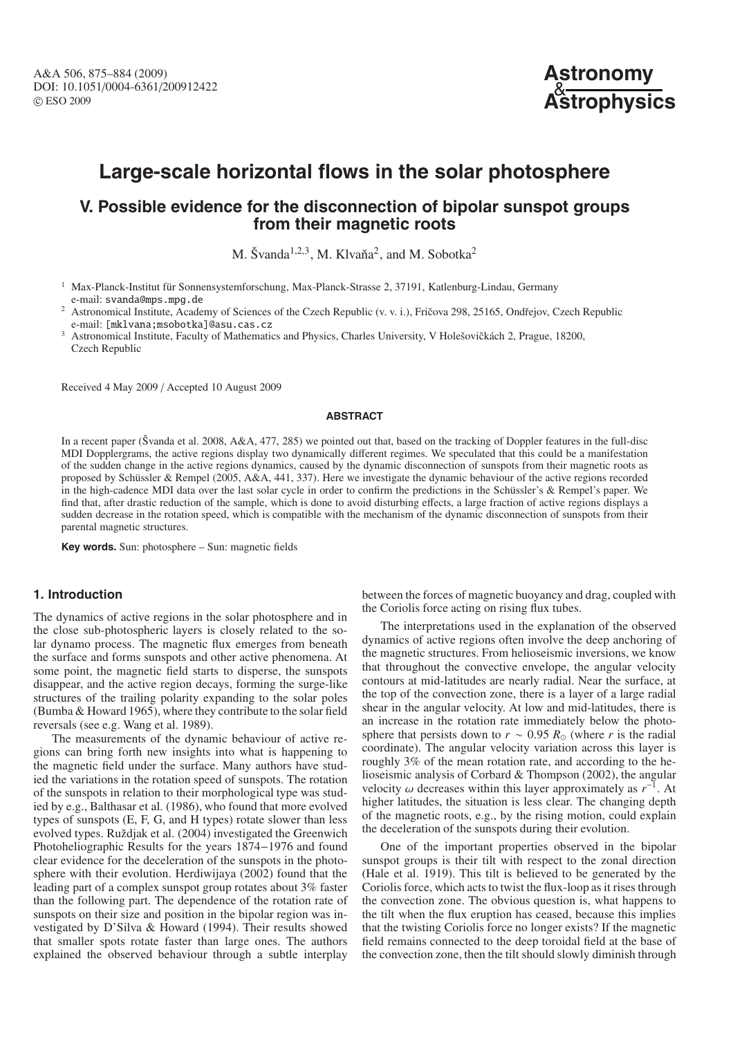# Large-scale horizontal flows in the solar photosphere

## V. Possible evidence for the disconnection of bipolar sunspot groups from their magnetic roots

M. Švanda[1,2,3], M. Klvaňa[2], and M. Sobotka[2]

[1] Max-Planck-Institut für Sonnensystemforschung, Max-Planck-Strasse 2, 37191, Katlenburg-Lindau, Germany
e-mail: svanda@mps.mpg.de

[2] Astronomical Institute, Academy of Sciences of the Czech Republic (v. v. i.), Fričova 298, 25165, Ondřejov, Czech Republic
e-mail: [mklvana;msobotka]@asu.cas.cz

[3] Astronomical Institute, Faculty of Mathematics and Physics, Charles University, V Holešovičkách 2, Prague, 18200, Czech Republic

Received 4 May 2009 / Accepted 10 August 2009

**ABSTRACT**

In a recent paper (Švanda et al. 2008, A&A, 477, 285) we pointed out that, based on the tracking of Doppler features in the full-disc MDI Dopplergrams, the active regions display two dynamically different regimes. We speculated that this could be a manifestation of the sudden change in the active regions dynamics, caused by the dynamic disconnection of sunspots from their magnetic roots as proposed by Schüssler & Rempel (2005, A&A, 441, 337). Here we investigate the dynamic behaviour of the active regions recorded in the high-cadence MDI data over the last solar cycle in order to confirm the predictions in the Schüssler's & Rempel's paper. We find that, after drastic reduction of the sample, which is done to avoid disturbing effects, a large fraction of active regions displays a sudden decrease in the rotation speed, which is compatible with the mechanism of the dynamic disconnection of sunspots from their parental magnetic structures.

**Key words.** Sun: photosphere – Sun: magnetic fields

## 1. Introduction

The dynamics of active regions in the solar photosphere and in the close sub-photospheric layers is closely related to the solar dynamo process. The magnetic flux emerges from beneath the surface and forms sunspots and other active phenomena. At some point, the magnetic field starts to disperse, the sunspots disappear, and the active region decays, forming the surge-like structures of the trailing polarity expanding to the solar poles (Bumba & Howard 1965), where they contribute to the solar field reversals (see e.g. Wang et al. 1989).

The measurements of the dynamic behaviour of active regions can bring forth new insights into what is happening to the magnetic field under the surface. Many authors have studied the variations in the rotation speed of sunspots. The rotation of the sunspots in relation to their morphological type was studied by e.g., Balthasar et al. (1986), who found that more evolved types of sunspots (E, F, G, and H types) rotate slower than less evolved types. Ruždjak et al. (2004) investigated the Greenwich Photoheliographic Results for the years 1874−1976 and found clear evidence for the deceleration of the sunspots in the photosphere with their evolution. Herdiwijaya (2002) found that the leading part of a complex sunspot group rotates about 3% faster than the following part. The dependence of the rotation rate of sunspots on their size and position in the bipolar region was investigated by D'Silva & Howard (1994). Their results showed that smaller spots rotate faster than large ones. The authors explained the observed behaviour through a subtle interplay between the forces of magnetic buoyancy and drag, coupled with the Coriolis force acting on rising flux tubes.

The interpretations used in the explanation of the observed dynamics of active regions often involve the deep anchoring of the magnetic structures. From helioseismic inversions, we know that throughout the convective envelope, the angular velocity contours at mid-latitudes are nearly radial. Near the surface, at the top of the convection zone, there is a layer of a large radial shear in the angular velocity. At low and mid-latitudes, there is an increase in the rotation rate immediately below the photosphere that persists down to $r \sim 0.95\, R_{\odot}$ (where $r$ is the radial coordinate). The angular velocity variation across this layer is roughly 3% of the mean rotation rate, and according to the helioseismic analysis of Corbard & Thompson (2002), the angular velocity $\omega$ decreases within this layer approximately as $r^{-1}$. At higher latitudes, the situation is less clear. The changing depth of the magnetic roots, e.g., by the rising motion, could explain the deceleration of the sunspots during their evolution.

One of the important properties observed in the bipolar sunspot groups is their tilt with respect to the zonal direction (Hale et al. 1919). This tilt is believed to be generated by the Coriolis force, which acts to twist the flux-loop as it rises through the convection zone. The obvious question is, what happens to the tilt when the flux eruption has ceased, because this implies that the twisting Coriolis force no longer exists? If the magnetic field remains connected to the deep toroidal field at the base of the convection zone, then the tilt should slowly diminish through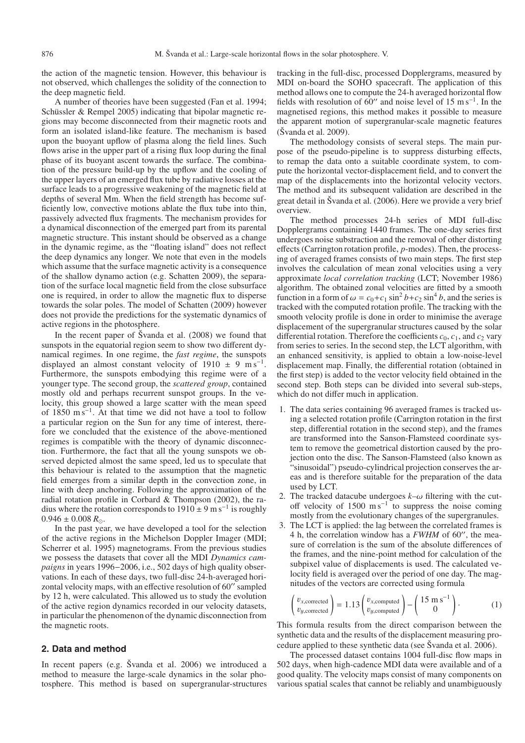the action of the magnetic tension. However, this behaviour is not observed, which challenges the solidity of the connection to the deep magnetic field.

A number of theories have been suggested (Fan et al. 1994; Schüssler & Rempel 2005) indicating that bipolar magnetic regions may become disconnected from their magnetic roots and form an isolated island-like feature. The mechanism is based upon the buoyant upflow of plasma along the field lines. Such flows arise in the upper part of a rising flux loop during the final phase of its buoyant ascent towards the surface. The combination of the pressure build-up by the upflow and the cooling of the upper layers of an emerged flux tube by radiative losses at the surface leads to a progressive weakening of the magnetic field at depths of several Mm. When the field strength has become sufficiently low, convective motions ablate the flux tube into thin, passively advected flux fragments. The mechanism provides for a dynamical disconnection of the emerged part from its parental magnetic structure. This instant should be observed as a change in the dynamic regime, as the "floating island" does not reflect the deep dynamics any longer. We note that even in the models which assume that the surface magnetic activity is a consequence of the shallow dynamo action (e.g. Schatten 2009), the separation of the surface local magnetic field from the close subsurface one is required, in order to allow the magnetic flux to disperse towards the solar poles. The model of Schatten (2009) however does not provide the predictions for the systematic dynamics of active regions in the photosphere.

In the recent paper of Švanda et al. (2008) we found that sunspots in the equatorial region seem to show two different dynamical regimes. In one regime, the *fast regime*, the sunspots displayed an almost constant velocity of $1910 \pm 9$ m s$^{-1}$. Furthermore, the sunspots embodying this regime were of a younger type. The second group, the *scattered group*, contained mostly old and perhaps recurrent sunspot groups. In the velocity, this group showed a large scatter with the mean speed of 1850 m s$^{-1}$. At that time we did not have a tool to follow a particular region on the Sun for any time of interest, therefore we concluded that the existence of the above-mentioned regimes is compatible with the theory of dynamic disconnection. Furthermore, the fact that all the young sunspots we observed depicted almost the same speed, led us to speculate that this behaviour is related to the assumption that the magnetic field emerges from a similar depth in the convection zone, in line with deep anchoring. Following the approximation of the radial rotation profile in Corbard & Thompson (2002), the radius where the rotation corresponds to $1910 \pm 9$ m s$^{-1}$ is roughly $0.946 \pm 0.008\,R_\odot$.

In the past year, we have developed a tool for the selection of the active regions in the Michelson Doppler Imager (MDI; Scherrer et al. 1995) magnetograms. From the previous studies we possess the datasets that cover all the MDI *Dynamics campaigns* in years 1996−2006, i.e., 502 days of high quality observations. In each of these days, two full-disc 24-h-averaged horizontal velocity maps, with an effective resolution of 60″ sampled by 12 h, were calculated. This allowed us to study the evolution of the active region dynamics recorded in our velocity datasets, in particular the phenomenon of the dynamic disconnection from the magnetic roots.

## 2. Data and method

In recent papers (e.g. Švanda et al. 2006) we introduced a method to measure the large-scale dynamics in the solar photosphere. This method is based on supergranular-structures tracking in the full-disc, processed Dopplergrams, measured by MDI on-board the SOHO spacecraft. The application of this method allows one to compute the 24-h averaged horizontal flow fields with resolution of 60″ and noise level of 15 m s$^{-1}$. In the magnetised regions, this method makes it possible to measure the apparent motion of supergranular-scale magnetic features (Švanda et al. 2009).

The methodology consists of several steps. The main purpose of the pseudo-pipeline is to suppress disturbing effects, to remap the data onto a suitable coordinate system, to compute the horizontal vector-displacement field, and to convert the map of the displacements into the horizontal velocity vectors. The method and its subsequent validation are described in the great detail in Švanda et al. (2006). Here we provide a very brief overview.

The method processes 24-h series of MDI full-disc Dopplergrams containing 1440 frames. The one-day series first undergoes noise substraction and the removal of other distorting effects (Carrington rotation profile, *p*-modes). Then, the processing of averaged frames consists of two main steps. The first step involves the calculation of mean zonal velocities using a very approximate *local correlation tracking* (LCT; November 1986) algorithm. The obtained zonal velocities are fitted by a smooth function in a form of $\omega = c_0 + c_1 \sin^2 b + c_2 \sin^4 b$, and the series is tracked with the computed rotation profile. The tracking with the smooth velocity profile is done in order to minimise the average displacement of the supergranular structures caused by the solar differential rotation. Therefore the coefficients $c_0$, $c_1$, and $c_2$ vary from series to series. In the second step, the LCT algorithm, with an enhanced sensitivity, is applied to obtain a low-noise-level displacement map. Finally, the differential rotation (obtained in the first step) is added to the vector velocity field obtained in the second step. Both steps can be divided into several sub-steps, which do not differ much in application.

1. The data series containing 96 averaged frames is tracked using a selected rotation profile (Carrington rotation in the first step, differential rotation in the second step), and the frames are transformed into the Sanson-Flamsteed coordinate system to remove the geometrical distortion caused by the projection onto the disc. The Sanson-Flamsteed (also known as "sinusoidal") pseudo-cylindrical projection conserves the areas and is therefore suitable for the preparation of the data used by LCT.
2. The tracked datacube undergoes $k$–$\omega$ filtering with the cut-off velocity of 1500 m s$^{-1}$ to suppress the noise coming mostly from the evolutionary changes of the supergranules.
3. The LCT is applied: the lag between the correlated frames is 4 h, the correlation window has a *FWHM* of 60″, the measure of correlation is the sum of the absolute differences of the frames, and the nine-point method for calculation of the subpixel value of displacements is used. The calculated velocity field is averaged over the period of one day. The magnitudes of the vectors are corrected using formula

$$\begin{pmatrix} v_{x,\mathrm{corrected}} \\ v_{y,\mathrm{corrected}} \end{pmatrix} = 1.13 \begin{pmatrix} v_{x,\mathrm{computed}} \\ v_{y,\mathrm{computed}} \end{pmatrix} - \begin{pmatrix} 15\ \mathrm{m\,s^{-1}} \\ 0 \end{pmatrix}. \qquad (1)$$

This formula results from the direct comparison between the synthetic data and the results of the displacement measuring procedure applied to these synthetic data (see Švanda et al. 2006).

The processed dataset contains 1004 full-disc flow maps in 502 days, when high-cadence MDI data were available and of a good quality. The velocity maps consist of many components on various spatial scales that cannot be reliably and unambiguously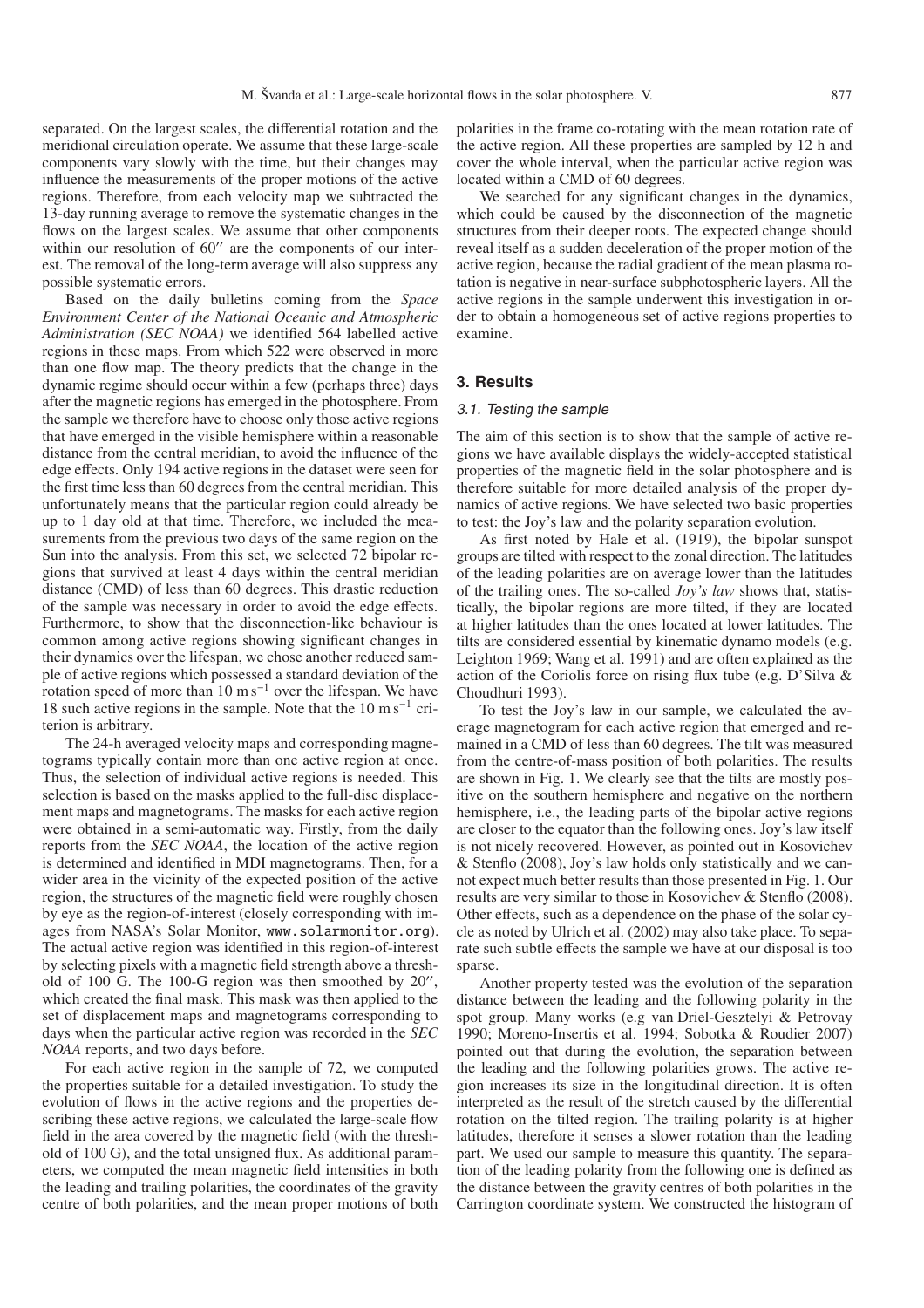separated. On the largest scales, the differential rotation and the meridional circulation operate. We assume that these large-scale components vary slowly with the time, but their changes may influence the measurements of the proper motions of the active regions. Therefore, from each velocity map we subtracted the 13-day running average to remove the systematic changes in the flows on the largest scales. We assume that other components within our resolution of 60″ are the components of our interest. The removal of the long-term average will also suppress any possible systematic errors.

Based on the daily bulletins coming from the *Space Environment Center of the National Oceanic and Atmospheric Administration (SEC NOAA)* we identified 564 labelled active regions in these maps. From which 522 were observed in more than one flow map. The theory predicts that the change in the dynamic regime should occur within a few (perhaps three) days after the magnetic regions has emerged in the photosphere. From the sample we therefore have to choose only those active regions that have emerged in the visible hemisphere within a reasonable distance from the central meridian, to avoid the influence of the edge effects. Only 194 active regions in the dataset were seen for the first time less than 60 degrees from the central meridian. This unfortunately means that the particular region could already be up to 1 day old at that time. Therefore, we included the measurements from the previous two days of the same region on the Sun into the analysis. From this set, we selected 72 bipolar regions that survived at least 4 days within the central meridian distance (CMD) of less than 60 degrees. This drastic reduction of the sample was necessary in order to avoid the edge effects. Furthermore, to show that the disconnection-like behaviour is common among active regions showing significant changes in their dynamics over the lifespan, we chose another reduced sample of active regions which possessed a standard deviation of the rotation speed of more than $10~\mathrm{m\,s^{-1}}$ over the lifespan. We have 18 such active regions in the sample. Note that the $10~\mathrm{m\,s^{-1}}$ criterion is arbitrary.

The 24-h averaged velocity maps and corresponding magnetograms typically contain more than one active region at once. Thus, the selection of individual active regions is needed. This selection is based on the masks applied to the full-disc displacement maps and magnetograms. The masks for each active region were obtained in a semi-automatic way. Firstly, from the daily reports from the *SEC NOAA*, the location of the active region is determined and identified in MDI magnetograms. Then, for a wider area in the vicinity of the expected position of the active region, the structures of the magnetic field were roughly chosen by eye as the region-of-interest (closely corresponding with images from NASA's Solar Monitor, www.solarmonitor.org). The actual active region was identified in this region-of-interest by selecting pixels with a magnetic field strength above a threshold of 100 G. The 100-G region was then smoothed by 20″, which created the final mask. This mask was then applied to the set of displacement maps and magnetograms corresponding to days when the particular active region was recorded in the *SEC NOAA* reports, and two days before.

For each active region in the sample of 72, we computed the properties suitable for a detailed investigation. To study the evolution of flows in the active regions and the properties describing these active regions, we calculated the large-scale flow field in the area covered by the magnetic field (with the threshold of 100 G), and the total unsigned flux. As additional parameters, we computed the mean magnetic field intensities in both the leading and trailing polarities, the coordinates of the gravity centre of both polarities, and the mean proper motions of both polarities in the frame co-rotating with the mean rotation rate of the active region. All these properties are sampled by 12 h and cover the whole interval, when the particular active region was located within a CMD of 60 degrees.

We searched for any significant changes in the dynamics, which could be caused by the disconnection of the magnetic structures from their deeper roots. The expected change should reveal itself as a sudden deceleration of the proper motion of the active region, because the radial gradient of the mean plasma rotation is negative in near-surface subphotospheric layers. All the active regions in the sample underwent this investigation in order to obtain a homogeneous set of active regions properties to examine.

## 3. Results

### 3.1. Testing the sample

The aim of this section is to show that the sample of active regions we have available displays the widely-accepted statistical properties of the magnetic field in the solar photosphere and is therefore suitable for more detailed analysis of the proper dynamics of active regions. We have selected two basic properties to test: the Joy's law and the polarity separation evolution.

As first noted by Hale et al. (1919), the bipolar sunspot groups are tilted with respect to the zonal direction. The latitudes of the leading polarities are on average lower than the latitudes of the trailing ones. The so-called *Joy's law* shows that, statistically, the bipolar regions are more tilted, if they are located at higher latitudes than the ones located at lower latitudes. The tilts are considered essential by kinematic dynamo models (e.g. Leighton 1969; Wang et al. 1991) and are often explained as the action of the Coriolis force on rising flux tube (e.g. D'Silva & Choudhuri 1993).

To test the Joy's law in our sample, we calculated the average magnetogram for each active region that emerged and remained in a CMD of less than 60 degrees. The tilt was measured from the centre-of-mass position of both polarities. The results are shown in Fig. 1. We clearly see that the tilts are mostly positive on the southern hemisphere and negative on the northern hemisphere, i.e., the leading parts of the bipolar active regions are closer to the equator than the following ones. Joy's law itself is not nicely recovered. However, as pointed out in Kosovichev & Stenflo (2008), Joy's law holds only statistically and we cannot expect much better results than those presented in Fig. 1. Our results are very similar to those in Kosovichev & Stenflo (2008). Other effects, such as a dependence on the phase of the solar cycle as noted by Ulrich et al. (2002) may also take place. To separate such subtle effects the sample we have at our disposal is too sparse.

Another property tested was the evolution of the separation distance between the leading and the following polarity in the spot group. Many works (e.g van Driel-Gesztelyi & Petrovay 1990; Moreno-Insertis et al. 1994; Sobotka & Roudier 2007) pointed out that during the evolution, the separation between the leading and the following polarities grows. The active region increases its size in the longitudinal direction. It is often interpreted as the result of the stretch caused by the differential rotation on the tilted region. The trailing polarity is at higher latitudes, therefore it senses a slower rotation than the leading part. We used our sample to measure this quantity. The separation of the leading polarity from the following one is defined as the distance between the gravity centres of both polarities in the Carrington coordinate system. We constructed the histogram of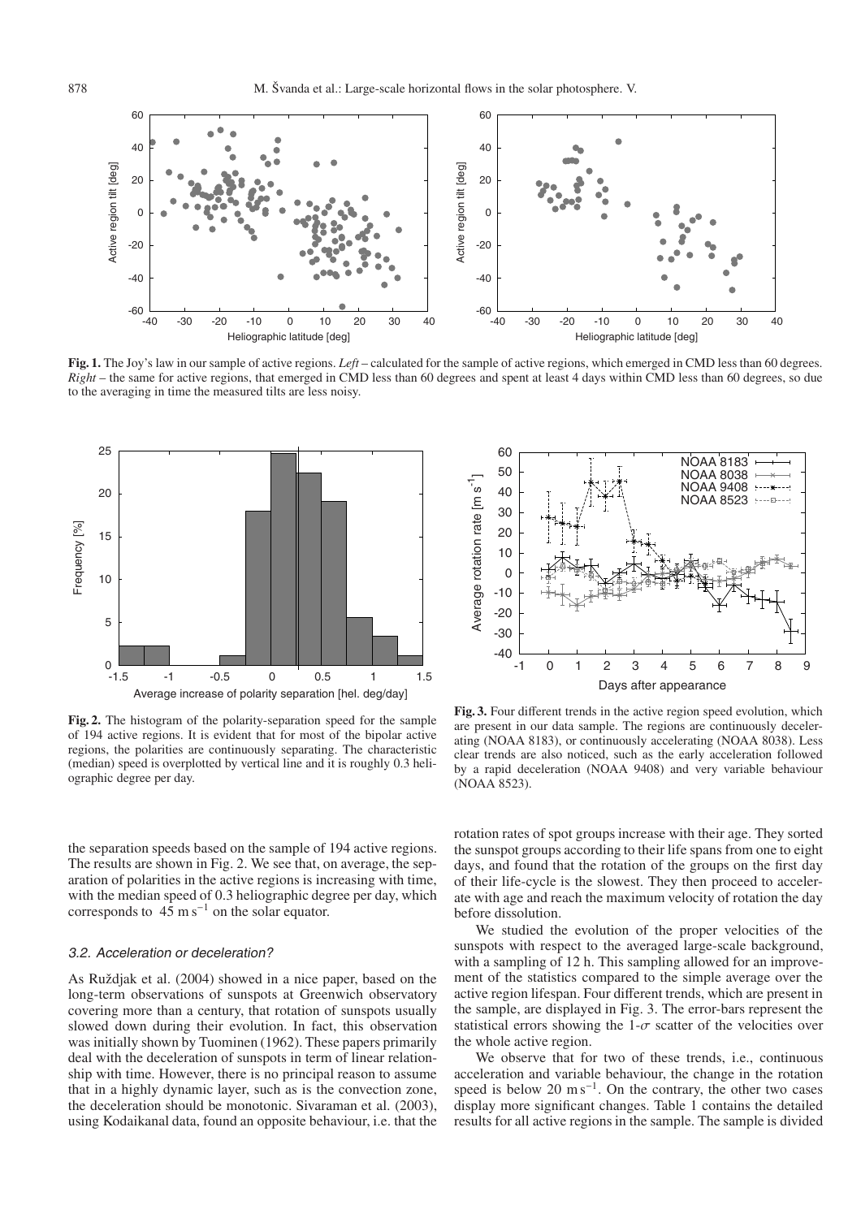**Fig. 1.** The Joy's law in our sample of active regions. *Left* – calculated for the sample of active regions, which emerged in CMD less than 60 degrees. *Right* – the same for active regions, that emerged in CMD less than 60 degrees and spent at least 4 days within CMD less than 60 degrees, so due to the averaging in time the measured tilts are less noisy.

**Fig. 2.** The histogram of the polarity-separation speed for the sample of 194 active regions. It is evident that for most of the bipolar active regions, the polarities are continuously separating. The characteristic (median) speed is overplotted by vertical line and it is roughly 0.3 heliographic degree per day.

**Fig. 3.** Four different trends in the active region speed evolution, which are present in our data sample. The regions are continuously decelerating (NOAA 8183), or continuously accelerating (NOAA 8038). Less clear trends are also noticed, such as the early acceleration followed by a rapid deceleration (NOAA 9408) and very variable behaviour (NOAA 8523).

the separation speeds based on the sample of 194 active regions. The results are shown in Fig. 2. We see that, on average, the separation of polarities in the active regions is increasing with time, with the median speed of 0.3 heliographic degree per day, which corresponds to $45\ \mathrm{m\,s^{-1}}$ on the solar equator.

### 3.2. Acceleration or deceleration?

As Ruždjak et al. (2004) showed in a nice paper, based on the long-term observations of sunspots at Greenwich observatory covering more than a century, that rotation of sunspots usually slowed down during their evolution. In fact, this observation was initially shown by Tuominen (1962). These papers primarily deal with the deceleration of sunspots in term of linear relationship with time. However, there is no principal reason to assume that in a highly dynamic layer, such as is the convection zone, the deceleration should be monotonic. Sivaraman et al. (2003), using Kodaikanal data, found an opposite behaviour, i.e. that the rotation rates of spot groups increase with their age. They sorted the sunspot groups according to their life spans from one to eight days, and found that the rotation of the groups on the first day of their life-cycle is the slowest. They then proceed to accelerate with age and reach the maximum velocity of rotation the day before dissolution.

We studied the evolution of the proper velocities of the sunspots with respect to the averaged large-scale background, with a sampling of 12 h. This sampling allowed for an improvement of the statistics compared to the simple average over the active region lifespan. Four different trends, which are present in the sample, are displayed in Fig. 3. The error-bars represent the statistical errors showing the 1-$\sigma$ scatter of the velocities over the whole active region.

We observe that for two of these trends, i.e., continuous acceleration and variable behaviour, the change in the rotation speed is below $20\ \mathrm{m\,s^{-1}}$. On the contrary, the other two cases display more significant changes. Table 1 contains the detailed results for all active regions in the sample. The sample is divided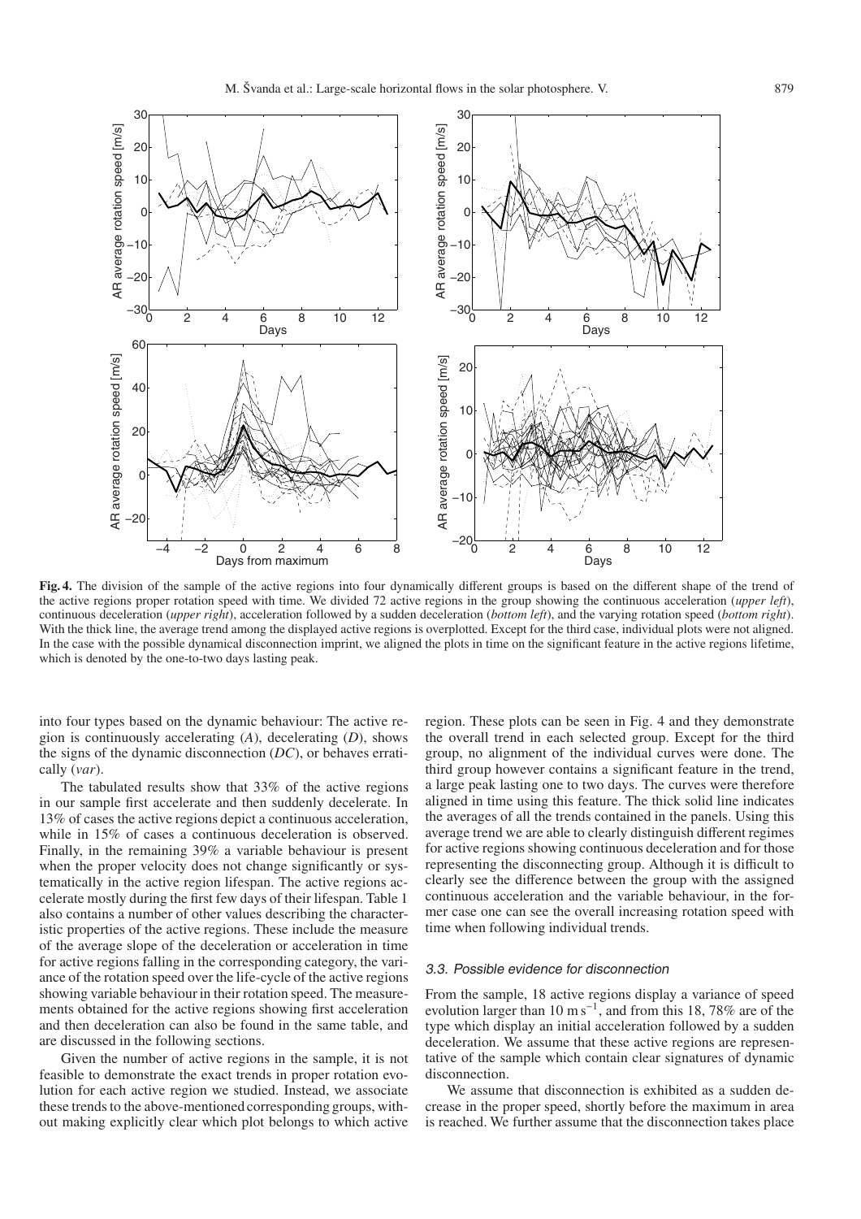**Fig. 4.** The division of the sample of the active regions into four dynamically different groups is based on the different shape of the trend of the active regions proper rotation speed with time. We divided 72 active regions in the group showing the continuous acceleration (*upper left*), continuous deceleration (*upper right*), acceleration followed by a sudden deceleration (*bottom left*), and the varying rotation speed (*bottom right*). With the thick line, the average trend among the displayed active regions is overplotted. Except for the third case, individual plots were not aligned. In the case with the possible dynamical disconnection imprint, we aligned the plots in time on the significant feature in the active regions lifetime, which is denoted by the one-to-two days lasting peak.

into four types based on the dynamic behaviour: The active region is continuously accelerating (*A*), decelerating (*D*), shows the signs of the dynamic disconnection (*DC*), or behaves erratically (*var*).

The tabulated results show that 33% of the active regions in our sample first accelerate and then suddenly decelerate. In 13% of cases the active regions depict a continuous acceleration, while in 15% of cases a continuous deceleration is observed. Finally, in the remaining 39% a variable behaviour is present when the proper velocity does not change significantly or systematically in the active region lifespan. The active regions accelerate mostly during the first few days of their lifespan. Table 1 also contains a number of other values describing the characteristic properties of the active regions. These include the measure of the average slope of the deceleration or acceleration in time for active regions falling in the corresponding category, the variance of the rotation speed over the life-cycle of the active regions showing variable behaviour in their rotation speed. The measurements obtained for the active regions showing first acceleration and then deceleration can also be found in the same table, and are discussed in the following sections.

Given the number of active regions in the sample, it is not feasible to demonstrate the exact trends in proper rotation evolution for each active region we studied. Instead, we associate these trends to the above-mentioned corresponding groups, without making explicitly clear which plot belongs to which active region. These plots can be seen in Fig. 4 and they demonstrate the overall trend in each selected group. Except for the third group, no alignment of the individual curves were done. The third group however contains a significant feature in the trend, a large peak lasting one to two days. The curves were therefore aligned in time using this feature. The thick solid line indicates the averages of all the trends contained in the panels. Using this average trend we are able to clearly distinguish different regimes for active regions showing continuous deceleration and for those representing the disconnecting group. Although it is difficult to clearly see the difference between the group with the assigned continuous acceleration and the variable behaviour, in the former case one can see the overall increasing rotation speed with time when following individual trends.

### 3.3. Possible evidence for disconnection

From the sample, 18 active regions display a variance of speed evolution larger than 10 m s$^{-1}$, and from this 18, 78% are of the type which display an initial acceleration followed by a sudden deceleration. We assume that these active regions are representative of the sample which contain clear signatures of dynamic disconnection.

We assume that disconnection is exhibited as a sudden decrease in the proper speed, shortly before the maximum in area is reached. We further assume that the disconnection takes place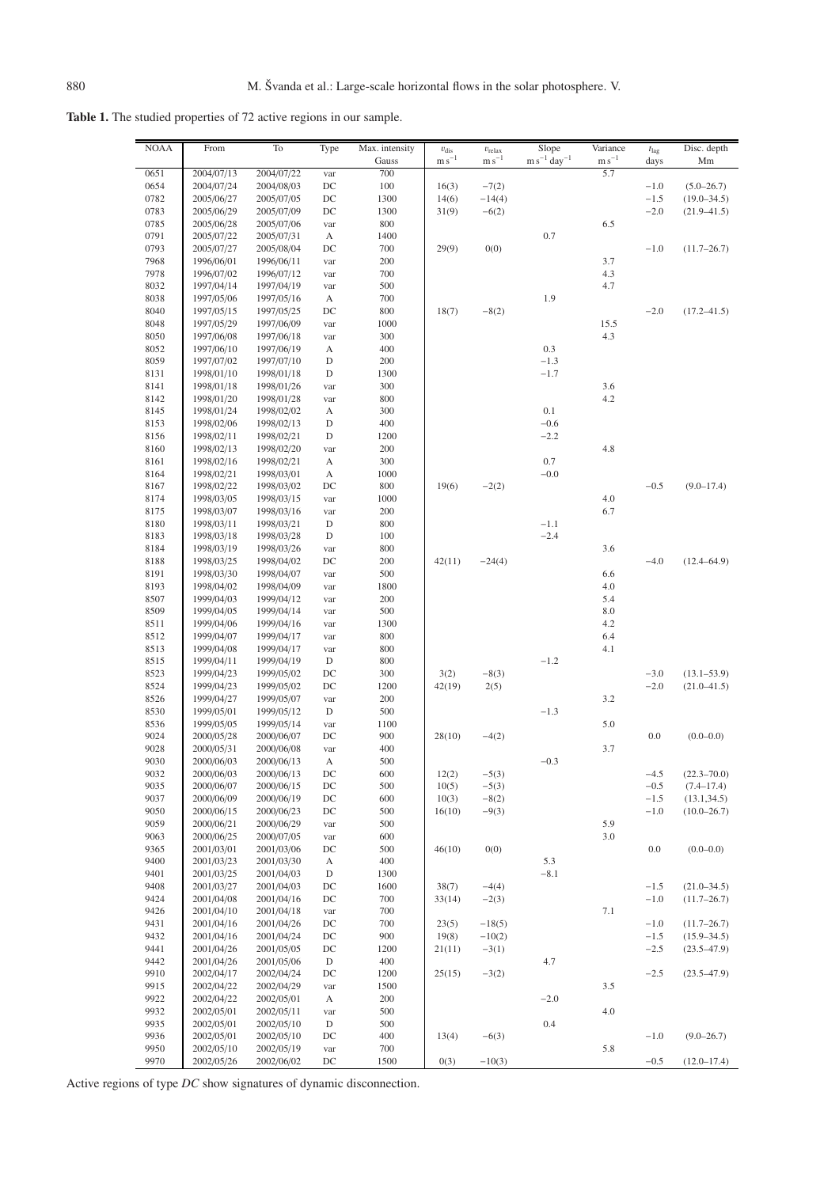**Table 1.** The studied properties of 72 active regions in our sample.

| NOAA | From | To | Type | Max. intensity | $v_{\rm dis}$ | $v_{\rm relax}$ | Slope | Variance | $t_{\rm lag}$ | Disc. depth |
|---|---|---|---|---|---|---|---|---|---|---|
| | | | | Gauss | m s$^{-1}$ | m s$^{-1}$ | m s$^{-1}$ day$^{-1}$ | m s$^{-1}$ | days | Mm |
| 0651 | 2004/07/13 | 2004/07/22 | var | 700 | | | | 5.7 | | |
| 0654 | 2004/07/24 | 2004/08/03 | DC | 100 | 16(3) | −7(2) | | | −1.0 | (5.0–26.7) |
| 0782 | 2005/06/27 | 2005/07/05 | DC | 1300 | 14(6) | −14(4) | | | −1.5 | (19.0–34.5) |
| 0783 | 2005/06/29 | 2005/07/09 | DC | 1300 | 31(9) | −6(2) | | | −2.0 | (21.9–41.5) |
| 0785 | 2005/06/28 | 2005/07/06 | var | 800 | | | | 6.5 | | |
| 0791 | 2005/07/22 | 2005/07/31 | A | 1400 | | | 0.7 | | | |
| 0793 | 2005/07/27 | 2005/08/04 | DC | 700 | 29(9) | 0(0) | | | −1.0 | (11.7–26.7) |
| 7968 | 1996/06/01 | 1996/06/11 | var | 200 | | | | 3.7 | | |
| 7978 | 1996/07/02 | 1996/07/12 | var | 700 | | | | 4.3 | | |
| 8032 | 1997/04/14 | 1997/04/19 | var | 500 | | | | 4.7 | | |
| 8038 | 1997/05/06 | 1997/05/16 | A | 700 | | | 1.9 | | | |
| 8040 | 1997/05/15 | 1997/05/25 | DC | 800 | 18(7) | −8(2) | | | −2.0 | (17.2–41.5) |
| 8048 | 1997/05/29 | 1997/06/09 | var | 1000 | | | | 15.5 | | |
| 8050 | 1997/06/08 | 1997/06/18 | var | 300 | | | | 4.3 | | |
| 8052 | 1997/06/10 | 1997/06/19 | A | 400 | | | 0.3 | | | |
| 8059 | 1997/07/02 | 1997/07/10 | D | 200 | | | −1.3 | | | |
| 8131 | 1998/01/10 | 1998/01/18 | D | 1300 | | | −1.7 | | | |
| 8141 | 1998/01/18 | 1998/01/26 | var | 300 | | | | 3.6 | | |
| 8142 | 1998/01/20 | 1998/01/28 | var | 800 | | | | 4.2 | | |
| 8145 | 1998/01/24 | 1998/02/02 | A | 300 | | | 0.1 | | | |
| 8153 | 1998/02/06 | 1998/02/13 | D | 400 | | | −0.6 | | | |
| 8156 | 1998/02/11 | 1998/02/21 | D | 1200 | | | −2.2 | | | |
| 8160 | 1998/02/13 | 1998/02/20 | var | 200 | | | | 4.8 | | |
| 8161 | 1998/02/16 | 1998/02/21 | A | 300 | | | 0.7 | | | |
| 8164 | 1998/02/21 | 1998/03/01 | A | 1000 | | | −0.0 | | | |
| 8167 | 1998/02/22 | 1998/03/02 | DC | 800 | 19(6) | −2(2) | | | −0.5 | (9.0–17.4) |
| 8174 | 1998/03/05 | 1998/03/15 | var | 1000 | | | | 4.0 | | |
| 8175 | 1998/03/07 | 1998/03/16 | var | 200 | | | | 6.7 | | |
| 8180 | 1998/03/11 | 1998/03/21 | D | 800 | | | −1.1 | | | |
| 8183 | 1998/03/18 | 1998/03/28 | D | 100 | | | −2.4 | | | |
| 8184 | 1998/03/19 | 1998/03/26 | var | 800 | | | | 3.6 | | |
| 8188 | 1998/03/25 | 1998/04/02 | DC | 200 | 42(11) | −24(4) | | | −4.0 | (12.4–64.9) |
| 8191 | 1998/03/30 | 1998/04/07 | var | 500 | | | | 6.6 | | |
| 8193 | 1998/04/02 | 1998/04/09 | var | 1800 | | | | 4.0 | | |
| 8507 | 1999/04/03 | 1999/04/12 | var | 200 | | | | 5.4 | | |
| 8509 | 1999/04/05 | 1999/04/14 | var | 500 | | | | 8.0 | | |
| 8511 | 1999/04/06 | 1999/04/16 | var | 1300 | | | | 4.2 | | |
| 8512 | 1999/04/07 | 1999/04/17 | var | 800 | | | | 6.4 | | |
| 8513 | 1999/04/08 | 1999/04/17 | var | 800 | | | | 4.1 | | |
| 8515 | 1999/04/11 | 1999/04/19 | D | 800 | | | −1.2 | | | |
| 8523 | 1999/04/23 | 1999/05/02 | DC | 300 | 3(2) | −8(3) | | | −3.0 | (13.1–53.9) |
| 8524 | 1999/04/23 | 1999/05/02 | DC | 1200 | 42(19) | 2(5) | | | −2.0 | (21.0–41.5) |
| 8526 | 1999/04/27 | 1999/05/07 | var | 200 | | | | 3.2 | | |
| 8530 | 1999/05/01 | 1999/05/12 | D | 500 | | | −1.3 | | | |
| 8536 | 1999/05/05 | 1999/05/14 | var | 1100 | | | | 5.0 | | |
| 9024 | 2000/05/28 | 2000/06/07 | DC | 900 | 28(10) | −4(2) | | | 0.0 | (0.0–0.0) |
| 9028 | 2000/05/31 | 2000/06/08 | var | 400 | | | | 3.7 | | |
| 9030 | 2000/06/03 | 2000/06/13 | A | 500 | | | −0.3 | | | |
| 9032 | 2000/06/03 | 2000/06/13 | DC | 600 | 12(2) | −5(3) | | | −4.5 | (22.3–70.0) |
| 9035 | 2000/06/07 | 2000/06/15 | DC | 500 | 10(5) | −5(3) | | | −0.5 | (7.4–17.4) |
| 9037 | 2000/06/09 | 2000/06/19 | DC | 600 | 10(3) | −8(2) | | | −1.5 | (13.1,34.5) |
| 9050 | 2000/06/15 | 2000/06/23 | DC | 500 | 16(10) | −9(3) | | | −1.0 | (10.0–26.7) |
| 9059 | 2000/06/21 | 2000/06/29 | var | 500 | | | | 5.9 | | |
| 9063 | 2000/06/25 | 2000/07/05 | var | 600 | | | | 3.0 | | |
| 9365 | 2001/03/01 | 2001/03/06 | DC | 500 | 46(10) | 0(0) | | | 0.0 | (0.0–0.0) |
| 9400 | 2001/03/23 | 2001/03/30 | A | 400 | | | 5.3 | | | |
| 9401 | 2001/03/25 | 2001/04/03 | D | 1300 | | | −8.1 | | | |
| 9408 | 2001/03/27 | 2001/04/03 | DC | 1600 | 38(7) | −4(4) | | | −1.5 | (21.0–34.5) |
| 9424 | 2001/04/08 | 2001/04/16 | DC | 700 | 33(14) | −2(3) | | | −1.0 | (11.7–26.7) |
| 9426 | 2001/04/10 | 2001/04/18 | var | 700 | | | | 7.1 | | |
| 9431 | 2001/04/16 | 2001/04/26 | DC | 700 | 23(5) | −18(5) | | | −1.0 | (11.7–26.7) |
| 9432 | 2001/04/16 | 2001/04/24 | DC | 900 | 19(8) | −10(2) | | | −1.5 | (15.9–34.5) |
| 9441 | 2001/04/26 | 2001/05/05 | DC | 1200 | 21(11) | −3(1) | | | −2.5 | (23.5–47.9) |
| 9442 | 2001/04/26 | 2001/05/06 | D | 400 | | | 4.7 | | | |
| 9910 | 2002/04/17 | 2002/04/24 | DC | 1200 | 25(15) | −3(2) | | | −2.5 | (23.5–47.9) |
| 9915 | 2002/04/22 | 2002/04/29 | var | 1500 | | | | 3.5 | | |
| 9922 | 2002/04/22 | 2002/05/01 | A | 200 | | | −2.0 | | | |
| 9932 | 2002/05/01 | 2002/05/11 | var | 500 | | | | 4.0 | | |
| 9935 | 2002/05/01 | 2002/05/10 | D | 500 | | | 0.4 | | | |
| 9936 | 2002/05/01 | 2002/05/10 | DC | 400 | 13(4) | −6(3) | | | −1.0 | (9.0–26.7) |
| 9950 | 2002/05/10 | 2002/05/19 | var | 700 | | | | 5.8 | | |
| 9970 | 2002/05/26 | 2002/06/02 | DC | 1500 | 0(3) | −10(3) | | | −0.5 | (12.0–17.4) |

Active regions of type *DC* show signatures of dynamic disconnection.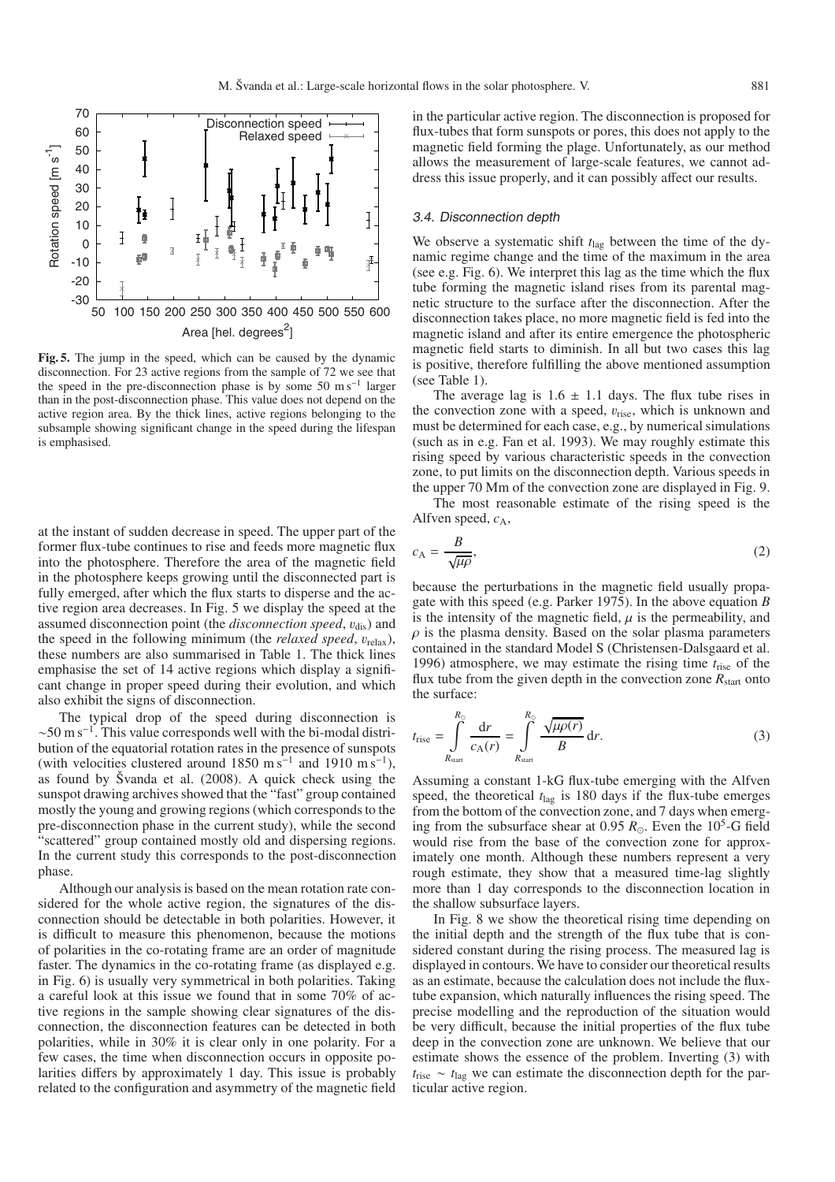**Fig. 5.** The jump in the speed, which can be caused by the dynamic disconnection. For 23 active regions from the sample of 72 we see that the speed in the pre-disconnection phase is by some 50 m s$^{-1}$ larger than in the post-disconnection phase. This value does not depend on the active region area. By the thick lines, active regions belonging to the subsample showing significant change in the speed during the lifespan is emphasised.

at the instant of sudden decrease in speed. The upper part of the former flux-tube continues to rise and feeds more magnetic flux into the photosphere. Therefore the area of the magnetic field in the photosphere keeps growing until the disconnected part is fully emerged, after which the flux starts to disperse and the active region area decreases. In Fig. 5 we display the speed at the assumed disconnection point (the *disconnection speed*, $v_{\rm dis}$) and the speed in the following minimum (the *relaxed speed*, $v_{\rm relax}$), these numbers are also summarised in Table 1. The thick lines emphasise the set of 14 active regions which display a significant change in proper speed during their evolution, and which also exhibit the signs of disconnection.

The typical drop of the speed during disconnection is $\sim$50 m s$^{-1}$. This value corresponds well with the bi-modal distribution of the equatorial rotation rates in the presence of sunspots (with velocities clustered around 1850 m s$^{-1}$ and 1910 m s$^{-1}$), as found by Švanda et al. (2008). A quick check using the sunspot drawing archives showed that the "fast" group contained mostly the young and growing regions (which corresponds to the pre-disconnection phase in the current study), while the second "scattered" group contained mostly old and dispersing regions. In the current study this corresponds to the post-disconnection phase.

Although our analysis is based on the mean rotation rate considered for the whole active region, the signatures of the disconnection should be detectable in both polarities. However, it is difficult to measure this phenomenon, because the motions of polarities in the co-rotating frame are an order of magnitude faster. The dynamics in the co-rotating frame (as displayed e.g. in Fig. 6) is usually very symmetrical in both polarities. Taking a careful look at this issue we found that in some 70% of active regions in the sample showing clear signatures of the disconnection, the disconnection features can be detected in both polarities, while in 30% it is clear only in one polarity. For a few cases, the time when disconnection occurs in opposite polarities differs by approximately 1 day. This issue is probably related to the configuration and asymmetry of the magnetic field in the particular active region. The disconnection is proposed for flux-tubes that form sunspots or pores, this does not apply to the magnetic field forming the plage. Unfortunately, as our method allows the measurement of large-scale features, we cannot address this issue properly, and it can possibly affect our results.

### 3.4. Disconnection depth

We observe a systematic shift $t_{\rm lag}$ between the time of the dynamic regime change and the time of the maximum in the area (see e.g. Fig. 6). We interpret this lag as the time which the flux tube forming the magnetic island rises from its parental magnetic structure to the surface after the disconnection. After the disconnection takes place, no more magnetic field is fed into the magnetic island and after its entire emergence the photospheric magnetic field starts to diminish. In all but two cases this lag is positive, therefore fulfilling the above mentioned assumption (see Table 1).

The average lag is $1.6 \pm 1.1$ days. The flux tube rises in the convection zone with a speed, $v_{\rm rise}$, which is unknown and must be determined for each case, e.g., by numerical simulations (such as in e.g. Fan et al. 1993). We may roughly estimate this rising speed by various characteristic speeds in the convection zone, to put limits on the disconnection depth. Various speeds in the upper 70 Mm of the convection zone are displayed in Fig. 9.

The most reasonable estimate of the rising speed is the Alfven speed, $c_{\rm A}$,

$$c_{\rm A} = \frac{B}{\sqrt{\mu\rho}}, \tag{2}$$

because the perturbations in the magnetic field usually propagate with this speed (e.g. Parker 1975). In the above equation $B$ is the intensity of the magnetic field, $\mu$ is the permeability, and $\rho$ is the plasma density. Based on the solar plasma parameters contained in the standard Model S (Christensen-Dalsgaard et al. 1996) atmosphere, we may estimate the rising time $t_{\rm rise}$ of the flux tube from the given depth in the convection zone $R_{\rm start}$ onto the surface:

$$t_{\rm rise} = \int_{R_{\rm start}}^{R_\odot} \frac{{\rm d}r}{c_{\rm A}(r)} = \int_{R_{\rm start}}^{R_\odot} \frac{\sqrt{\mu\rho(r)}}{B}\,{\rm d}r. \tag{3}$$

Assuming a constant 1-kG flux-tube emerging with the Alfven speed, the theoretical $t_{\rm lag}$ is 180 days if the flux-tube emerges from the bottom of the convection zone, and 7 days when emerging from the subsurface shear at 0.95 $R_\odot$. Even the $10^5$-G field would rise from the base of the convection zone for approximately one month. Although these numbers represent a very rough estimate, they show that a measured time-lag slightly more than 1 day corresponds to the disconnection location in the shallow subsurface layers.

In Fig. 8 we show the theoretical rising time depending on the initial depth and the strength of the flux tube that is considered constant during the rising process. The measured lag is displayed in contours. We have to consider our theoretical results as an estimate, because the calculation does not include the flux-tube expansion, which naturally influences the rising speed. The precise modelling and the reproduction of the situation would be very difficult, because the initial properties of the flux tube deep in the convection zone are unknown. We believe that our estimate shows the essence of the problem. Inverting (3) with $t_{\rm rise} \sim t_{\rm lag}$ we can estimate the disconnection depth for the particular active region.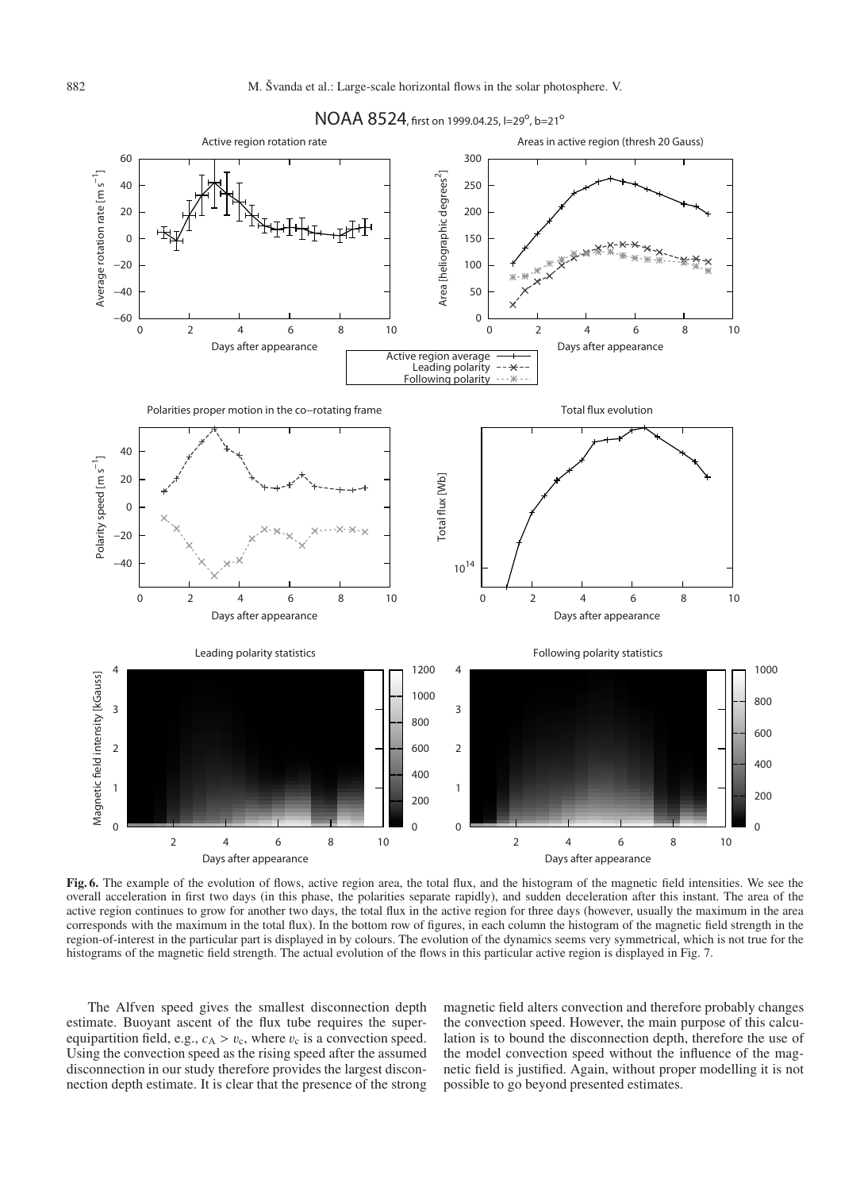**Fig. 6.** The example of the evolution of flows, active region area, the total flux, and the histogram of the magnetic field intensities. We see the overall acceleration in first two days (in this phase, the polarities separate rapidly), and sudden deceleration after this instant. The area of the active region continues to grow for another two days, the total flux in the active region for three days (however, usually the maximum in the area corresponds with the maximum in the total flux). In the bottom row of figures, in each column the histogram of the magnetic field strength in the region-of-interest in the particular part is displayed in by colours. The evolution of the dynamics seems very symmetrical, which is not true for the histograms of the magnetic field strength. The actual evolution of the flows in this particular active region is displayed in Fig. 7.

The Alfven speed gives the smallest disconnection depth estimate. Buoyant ascent of the flux tube requires the super-equipartition field, e.g., $c_A > v_c$, where $v_c$ is a convection speed. Using the convection speed as the rising speed after the assumed disconnection in our study therefore provides the largest disconnection depth estimate. It is clear that the presence of the strong magnetic field alters convection and therefore probably changes the convection speed. However, the main purpose of this calculation is to bound the disconnection depth, therefore the use of the model convection speed without the influence of the magnetic field is justified. Again, without proper modelling it is not possible to go beyond presented estimates.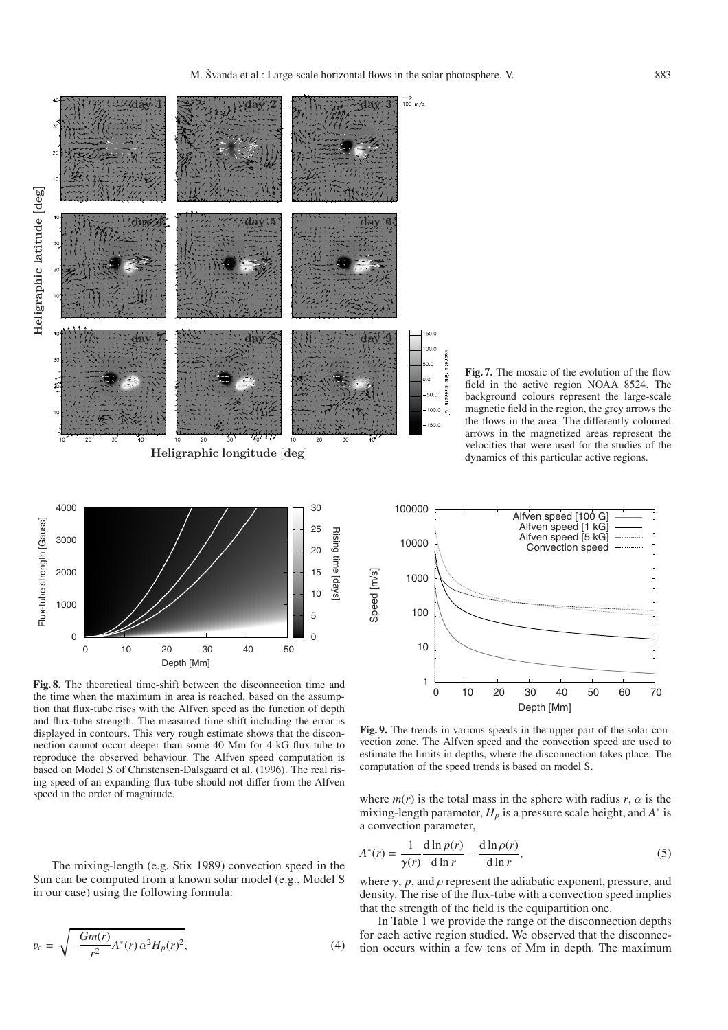**Fig. 7.** The mosaic of the evolution of the flow field in the active region NOAA 8524. The background colours represent the large-scale magnetic field in the region, the grey arrows the the flows in the area. The differently coloured arrows in the magnetized areas represent the velocities that were used for the studies of the dynamics of this particular active regions.

**Fig. 8.** The theoretical time-shift between the disconnection time and the time when the maximum in area is reached, based on the assumption that flux-tube rises with the Alfven speed as the function of depth and flux-tube strength. The measured time-shift including the error is displayed in contours. This very rough estimate shows that the disconnection cannot occur deeper than some 40 Mm for 4-kG flux-tube to reproduce the observed behaviour. The Alfven speed computation is based on Model S of Christensen-Dalsgaard et al. (1996). The real rising speed of an expanding flux-tube should not differ from the Alfven speed in the order of magnitude.

**Fig. 9.** The trends in various speeds in the upper part of the solar convection zone. The Alfven speed and the convection speed are used to estimate the limits in depths, where the disconnection takes place. The computation of the speed trends is based on model S.

The mixing-length (e.g. Stix 1989) convection speed in the Sun can be computed from a known solar model (e.g., Model S in our case) using the following formula:

$$v_{\rm c} = \sqrt{-\frac{Gm(r)}{r^2} A^*(r)\, \alpha^2 H_p(r)^2}, \tag{4}$$

where $m(r)$ is the total mass in the sphere with radius $r$, $\alpha$ is the mixing-length parameter, $H_p$ is a pressure scale height, and $A^*$ is a convection parameter,

$$A^*(r) = \frac{1}{\gamma(r)} \frac{{\rm d} \ln p(r)}{{\rm d} \ln r} - \frac{{\rm d} \ln \rho(r)}{{\rm d} \ln r}, \tag{5}$$

where $\gamma$, $p$, and $\rho$ represent the adiabatic exponent, pressure, and density. The rise of the flux-tube with a convection speed implies that the strength of the field is the equipartition one.

In Table 1 we provide the range of the disconnection depths for each active region studied. We observed that the disconnection occurs within a few tens of Mm in depth. The maximum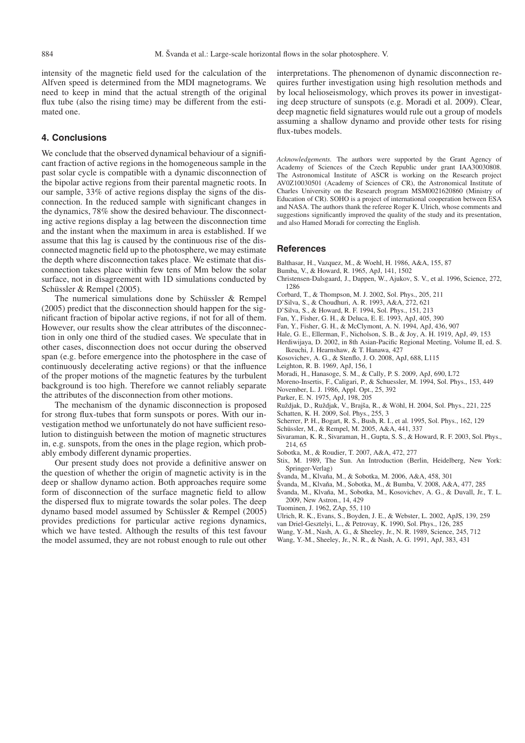intensity of the magnetic field used for the calculation of the Alfven speed is determined from the MDI magnetograms. We need to keep in mind that the actual strength of the original flux tube (also the rising time) may be different from the estimated one.

## 4. Conclusions

We conclude that the observed dynamical behaviour of a significant fraction of active regions in the homogeneous sample in the past solar cycle is compatible with a dynamic disconnection of the bipolar active regions from their parental magnetic roots. In our sample, 33% of active regions display the signs of the disconnection. In the reduced sample with significant changes in the dynamics, 78% show the desired behaviour. The disconnecting active regions display a lag between the disconnection time and the instant when the maximum in area is established. If we assume that this lag is caused by the continuous rise of the disconnected magnetic field up to the photosphere, we may estimate the depth where disconnection takes place. We estimate that disconnection takes place within few tens of Mm below the solar surface, not in disagreement with 1D simulations conducted by Schüssler & Rempel (2005).

The numerical simulations done by Schüssler & Rempel (2005) predict that the disconnection should happen for the significant fraction of bipolar active regions, if not for all of them. However, our results show the clear attributes of the disconnection in only one third of the studied cases. We speculate that in other cases, disconnection does not occur during the observed span (e.g. before emergence into the photosphere in the case of continuously decelerating active regions) or that the influence of the proper motions of the magnetic features by the turbulent background is too high. Therefore we cannot reliably separate the attributes of the disconnection from other motions.

The mechanism of the dynamic disconnection is proposed for strong flux-tubes that form sunspots or pores. With our investigation method we unfortunately do not have sufficient resolution to distinguish between the motion of magnetic structures in, e.g. sunspots, from the ones in the plage region, which probably embody different dynamic properties.

Our present study does not provide a definitive answer on the question of whether the origin of magnetic activity is in the deep or shallow dynamo action. Both approaches require some form of disconnection of the surface magnetic field to allow the dispersed flux to migrate towards the solar poles. The deep dynamo based model assumed by Schüssler & Rempel (2005) provides predictions for particular active regions dynamics, which we have tested. Although the results of this test favour the model assumed, they are not robust enough to rule out other interpretations. The phenomenon of dynamic disconnection requires further investigation using high resolution methods and by local helioseismology, which proves its power in investigating deep structure of sunspots (e.g. Moradi et al. 2009). Clear, deep magnetic field signatures would rule out a group of models assuming a shallow dynamo and provide other tests for rising flux-tubes models.

*Acknowledgements.* The authors were supported by the Grant Agency of Academy of Sciences of the Czech Republic under grant IAA30030808. The Astronomical Institute of ASCR is working on the Research project AV0Z10030501 (Academy of Sciences of CR), the Astronomical Institute of Charles University on the Research program MSM0021620860 (Ministry of Education of CR). SOHO is a project of international cooperation between ESA and NASA. The authors thank the referee Roger K. Ulrich, whose comments and suggestions significantly improved the quality of the study and its presentation, and also Hamed Moradi for correcting the English.

## References

Balthasar, H., Vazquez, M., & Woehl, H. 1986, A&A, 155, 87
Bumba, V., & Howard, R. 1965, ApJ, 141, 1502
Christensen-Dalsgaard, J., Dappen, W., Ajukov, S. V., et al. 1996, Science, 272, 1286
Corbard, T., & Thompson, M. J. 2002, Sol. Phys., 205, 211
D'Silva, S., & Choudhuri, A. R. 1993, A&A, 272, 621
D'Silva, S., & Howard, R. F. 1994, Sol. Phys., 151, 213
Fan, Y., Fisher, G. H., & Deluca, E. E. 1993, ApJ, 405, 390
Fan, Y., Fisher, G. H., & McClymont, A. N. 1994, ApJ, 436, 907
Hale, G. E., Ellerman, F., Nicholson, S. B., & Joy, A. H. 1919, ApJ, 49, 153
Herdiwijaya, D. 2002, in 8th Asian-Pacific Regional Meeting, Volume II, ed. S. Ikeuchi, J. Hearnshaw, & T. Hanawa, 427
Kosovichev, A. G., & Stenflo, J. O. 2008, ApJ, 688, L115
Leighton, R. B. 1969, ApJ, 156, 1
Moradi, H., Hanasoge, S. M., & Cally, P. S. 2009, ApJ, 690, L72
Moreno-Insertis, F., Caligari, P., & Schuessler, M. 1994, Sol. Phys., 153, 449
November, L. J. 1986, Appl. Opt., 25, 392
Parker, E. N. 1975, ApJ, 198, 205
Ruždjak, D., Ruždjak, V., Brajša, R., & Wöhl, H. 2004, Sol. Phys., 221, 225
Schatten, K. H. 2009, Sol. Phys., 255, 3
Scherrer, P. H., Bogart, R. S., Bush, R. I., et al. 1995, Sol. Phys., 162, 129
Schüssler, M., & Rempel, M. 2005, A&A, 441, 337
Sivaraman, K. R., Sivaraman, H., Gupta, S. S., & Howard, R. F. 2003, Sol. Phys., 214, 65
Sobotka, M., & Roudier, T. 2007, A&A, 472, 277
Stix, M. 1989, The Sun. An Introduction (Berlin, Heidelberg, New York: Springer-Verlag)
Švanda, M., Klvaňa, M., & Sobotka, M. 2006, A&A, 458, 301
Švanda, M., Klvaňa, M., Sobotka, M., & Bumba, V. 2008, A&A, 477, 285
Švanda, M., Klvaňa, M., Sobotka, M., Kosovichev, A. G., & Duvall, Jr., T. L. 2009, New Astron., 14, 429
Tuominen, J. 1962, ZAp, 55, 110
Ulrich, R. K., Evans, S., Boyden, J. E., & Webster, L. 2002, ApJS, 139, 259
van Driel-Gesztelyi, L., & Petrovay, K. 1990, Sol. Phys., 126, 285
Wang, Y.-M., Nash, A. G., & Sheeley, Jr., N. R. 1989, Science, 245, 712
Wang, Y.-M., Sheeley, Jr., N. R., & Nash, A. G. 1991, ApJ, 383, 431